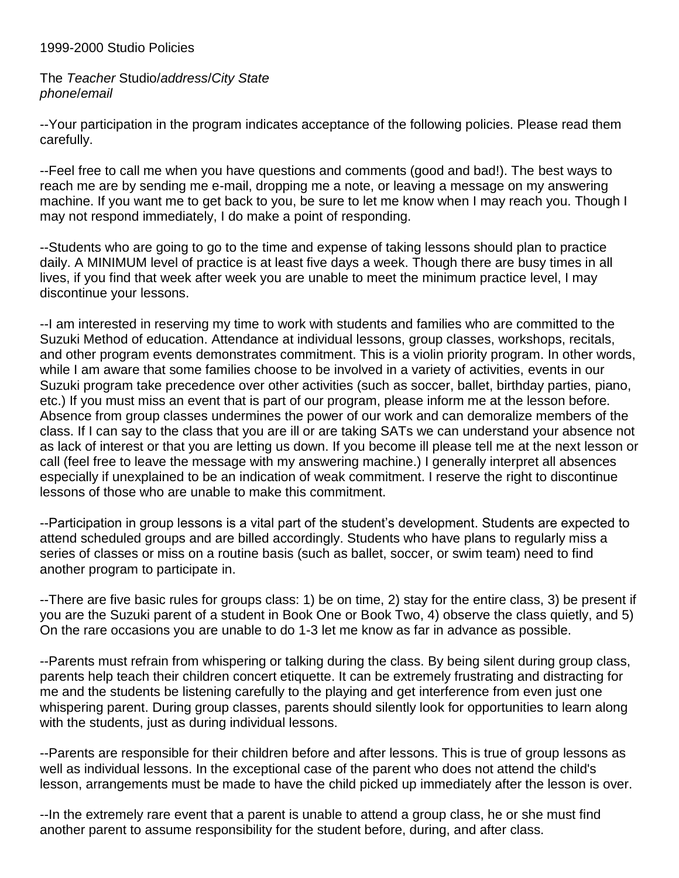1999-2000 Studio Policies

The *Teacher* Studio/*address*/*City State*
*phone*/*email*

--Your participation in the program indicates acceptance of the following policies. Please read them carefully.

--Feel free to call me when you have questions and comments (good and bad!). The best ways to reach me are by sending me e-mail, dropping me a note, or leaving a message on my answering machine. If you want me to get back to you, be sure to let me know when I may reach you. Though I may not respond immediately, I do make a point of responding.

--Students who are going to go to the time and expense of taking lessons should plan to practice daily. A MINIMUM level of practice is at least five days a week. Though there are busy times in all lives, if you find that week after week you are unable to meet the minimum practice level, I may discontinue your lessons.

--I am interested in reserving my time to work with students and families who are committed to the Suzuki Method of education. Attendance at individual lessons, group classes, workshops, recitals, and other program events demonstrates commitment. This is a violin priority program. In other words, while I am aware that some families choose to be involved in a variety of activities, events in our Suzuki program take precedence over other activities (such as soccer, ballet, birthday parties, piano, etc.) If you must miss an event that is part of our program, please inform me at the lesson before. Absence from group classes undermines the power of our work and can demoralize members of the class. If I can say to the class that you are ill or are taking SATs we can understand your absence not as lack of interest or that you are letting us down. If you become ill please tell me at the next lesson or call (feel free to leave the message with my answering machine.) I generally interpret all absences especially if unexplained to be an indication of weak commitment. I reserve the right to discontinue lessons of those who are unable to make this commitment.

--Participation in group lessons is a vital part of the student's development. Students are expected to attend scheduled groups and are billed accordingly. Students who have plans to regularly miss a series of classes or miss on a routine basis (such as ballet, soccer, or swim team) need to find another program to participate in.

--There are five basic rules for groups class: 1) be on time, 2) stay for the entire class, 3) be present if you are the Suzuki parent of a student in Book One or Book Two, 4) observe the class quietly, and 5) On the rare occasions you are unable to do 1-3 let me know as far in advance as possible.

--Parents must refrain from whispering or talking during the class. By being silent during group class, parents help teach their children concert etiquette. It can be extremely frustrating and distracting for me and the students be listening carefully to the playing and get interference from even just one whispering parent. During group classes, parents should silently look for opportunities to learn along with the students, just as during individual lessons.

--Parents are responsible for their children before and after lessons. This is true of group lessons as well as individual lessons. In the exceptional case of the parent who does not attend the child's lesson, arrangements must be made to have the child picked up immediately after the lesson is over.

--In the extremely rare event that a parent is unable to attend a group class, he or she must find another parent to assume responsibility for the student before, during, and after class.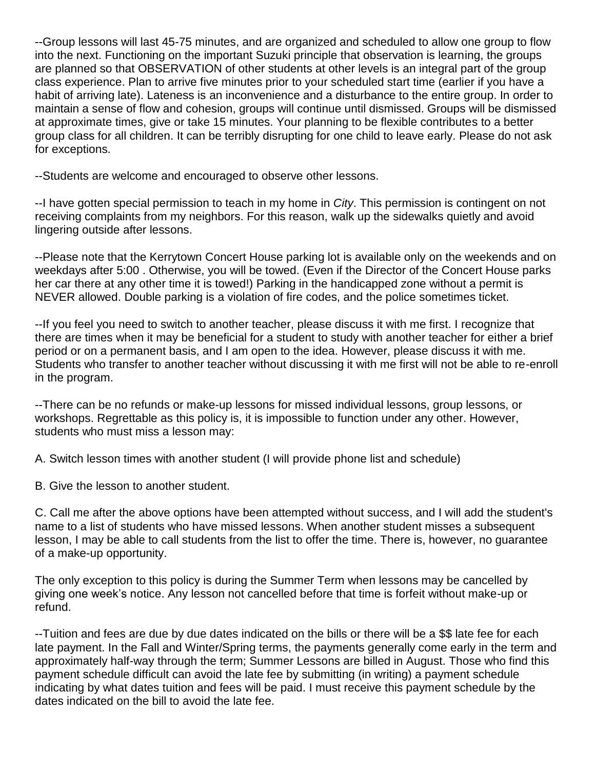--Group lessons will last 45-75 minutes, and are organized and scheduled to allow one group to flow into the next. Functioning on the important Suzuki principle that observation is learning, the groups are planned so that OBSERVATION of other students at other levels is an integral part of the group class experience. Plan to arrive five minutes prior to your scheduled start time (earlier if you have a habit of arriving late). Lateness is an inconvenience and a disturbance to the entire group. In order to maintain a sense of flow and cohesion, groups will continue until dismissed. Groups will be dismissed at approximate times, give or take 15 minutes. Your planning to be flexible contributes to a better group class for all children. It can be terribly disrupting for one child to leave early. Please do not ask for exceptions.

--Students are welcome and encouraged to observe other lessons.

--I have gotten special permission to teach in my home in *City*. This permission is contingent on not receiving complaints from my neighbors. For this reason, walk up the sidewalks quietly and avoid lingering outside after lessons.

--Please note that the Kerrytown Concert House parking lot is available only on the weekends and on weekdays after 5:00 . Otherwise, you will be towed. (Even if the Director of the Concert House parks her car there at any other time it is towed!) Parking in the handicapped zone without a permit is NEVER allowed. Double parking is a violation of fire codes, and the police sometimes ticket.

--If you feel you need to switch to another teacher, please discuss it with me first. I recognize that there are times when it may be beneficial for a student to study with another teacher for either a brief period or on a permanent basis, and I am open to the idea. However, please discuss it with me. Students who transfer to another teacher without discussing it with me first will not be able to re-enroll in the program.

--There can be no refunds or make-up lessons for missed individual lessons, group lessons, or workshops. Regrettable as this policy is, it is impossible to function under any other. However, students who must miss a lesson may:

A. Switch lesson times with another student (I will provide phone list and schedule)

B. Give the lesson to another student.

C. Call me after the above options have been attempted without success, and I will add the student's name to a list of students who have missed lessons. When another student misses a subsequent lesson, I may be able to call students from the list to offer the time. There is, however, no guarantee of a make-up opportunity.

The only exception to this policy is during the Summer Term when lessons may be cancelled by giving one week's notice. Any lesson not cancelled before that time is forfeit without make-up or refund.

--Tuition and fees are due by due dates indicated on the bills or there will be a $$ late fee for each late payment. In the Fall and Winter/Spring terms, the payments generally come early in the term and approximately half-way through the term; Summer Lessons are billed in August. Those who find this payment schedule difficult can avoid the late fee by submitting (in writing) a payment schedule indicating by what dates tuition and fees will be paid. I must receive this payment schedule by the dates indicated on the bill to avoid the late fee.